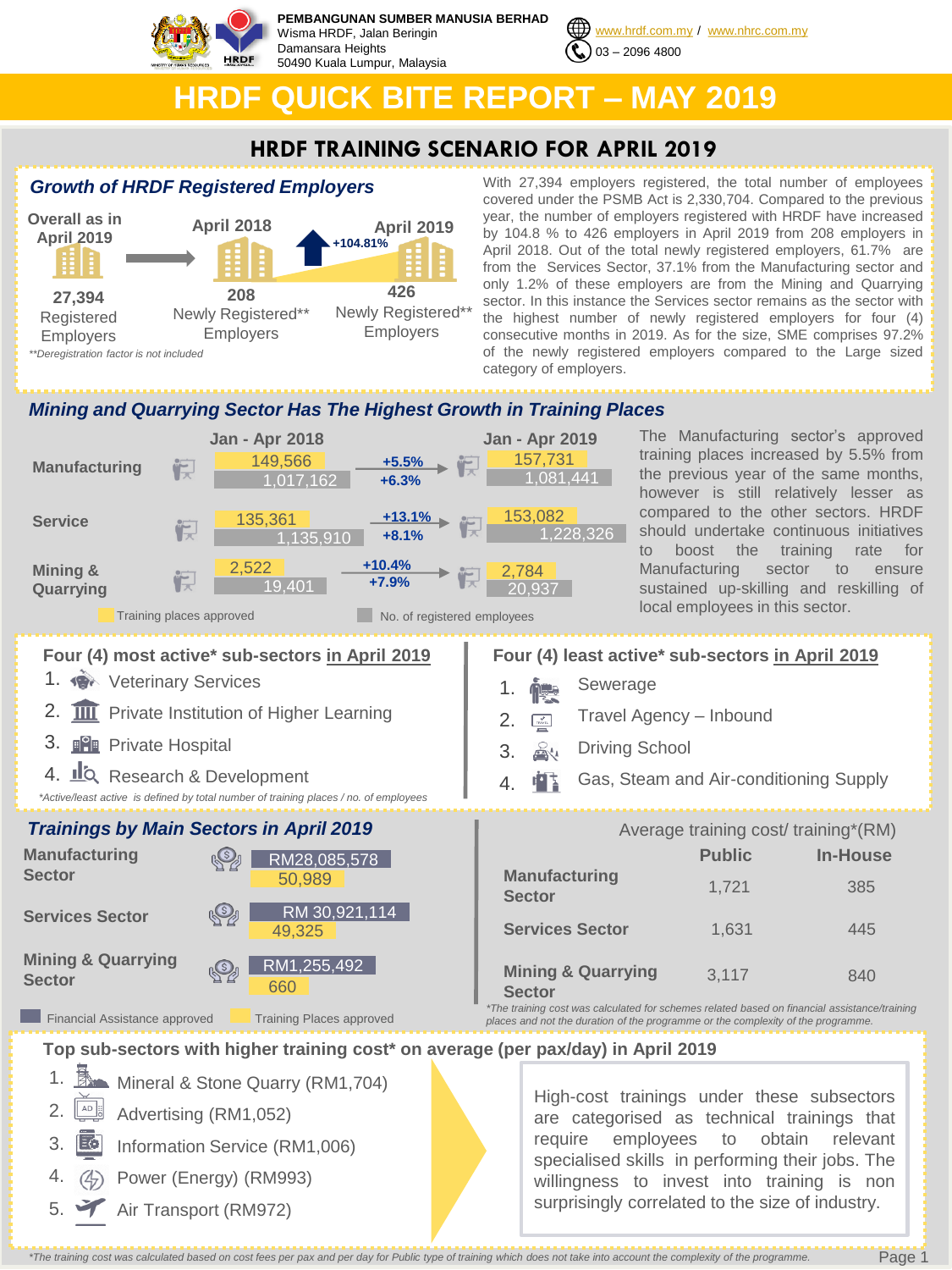**PEMBANGUNAN SUMBER MANUSIA BERHAD**
Wisma HRDF, Jalan Beringin
Damansara Heights
50490 Kuala Lumpur, Malaysia

www.hrdf.com.my / www.nhrc.com.my
03 – 2096 4800

# HRDF QUICK BITE REPORT – MAY 2019

## HRDF TRAINING SCENARIO FOR APRIL 2019

### Growth of HRDF Registered Employers

| Overall as in April 2019 | April 2018 | April 2019 |
|---|---|---|
| 27,394 Registered Employers | 208 Newly Registered** Employers | 426 Newly Registered** Employers (+104.81%) |

*\*\*Deregistration factor is not included*

With 27,394 employers registered, the total number of employees covered under the PSMB Act is 2,330,704. Compared to the previous year, the number of employers registered with HRDF have increased by 104.8 % to 426 employers in April 2019 from 208 employers in April 2018. Out of the total newly registered employers, 61.7% are from the Services Sector, 37.1% from the Manufacturing sector and only 1.2% of these employers are from the Mining and Quarrying sector. In this instance the Services sector remains as the sector with the highest number of newly registered employers for four (4) consecutive months in 2019. As for the size, SME comprises 97.2% of the newly registered employers compared to the Large sized category of employers.

### Mining and Quarrying Sector Has The Highest Growth in Training Places

| Sector | Jan - Apr 2018 | Growth | Jan - Apr 2019 |
|---|---|---|---|
| Manufacturing – Training places approved | 149,566 | +5.5% | 157,731 |
| Manufacturing – No. of registered employees | 1,017,162 | +6.3% | 1,081,441 |
| Service – Training places approved | 135,361 | +13.1% | 153,082 |
| Service – No. of registered employees | 1,135,910 | +8.1% | 1,228,326 |
| Mining & Quarrying – Training places approved | 2,522 | +10.4% | 2,784 |
| Mining & Quarrying – No. of registered employees | 19,401 | +7.9% | 20,937 |

The Manufacturing sector's approved training places increased by 5.5% from the previous year of the same months, however is still relatively lesser as compared to the other sectors. HRDF should undertake continuous initiatives to boost training rate for Manufacturing sector to ensure sustained up-skilling and reskilling of local employees in this sector.

### Four (4) most active* sub-sectors in April 2019

1. Veterinary Services
2. Private Institution of Higher Learning
3. Private Hospital
4. Research & Development

*\*Active/least active is defined by total number of training places / no. of employees*

### Four (4) least active* sub-sectors in April 2019

1. Sewerage
2. Travel Agency – Inbound
3. Driving School
4. Gas, Steam and Air-conditioning Supply

### Trainings by Main Sectors in April 2019

| Sector | Financial Assistance approved | Training Places approved |
|---|---|---|
| Manufacturing Sector | RM28,085,578 | 50,989 |
| Services Sector | RM 30,921,114 | 49,325 |
| Mining & Quarrying Sector | RM1,255,492 | 660 |

**Average training cost/ training*(RM)**

| Sector | Public | In-House |
|---|---|---|
| Manufacturing Sector | 1,721 | 385 |
| Services Sector | 1,631 | 445 |
| Mining & Quarrying Sector | 3,117 | 840 |

*\*The training cost was calculated for schemes related based on financial assistance/training places and not the duration of the programme or the complexity of the programme.*

### Top sub-sectors with higher training cost* on average (per pax/day) in April 2019

1. Mineral & Stone Quarry (RM1,704)
2. Advertising (RM1,052)
3. Information Service (RM1,006)
4. Power (Energy) (RM993)
5. Air Transport (RM972)

High-cost trainings under these subsectors are categorised as technical trainings that require employees to obtain relevant specialised skills in performing their jobs. The willingness to invest into training is non surprisingly correlated to the size of industry.

*\*The training cost was calculated based on cost fees per pax and per day for Public type of training which does not take into account the complexity of the programme.*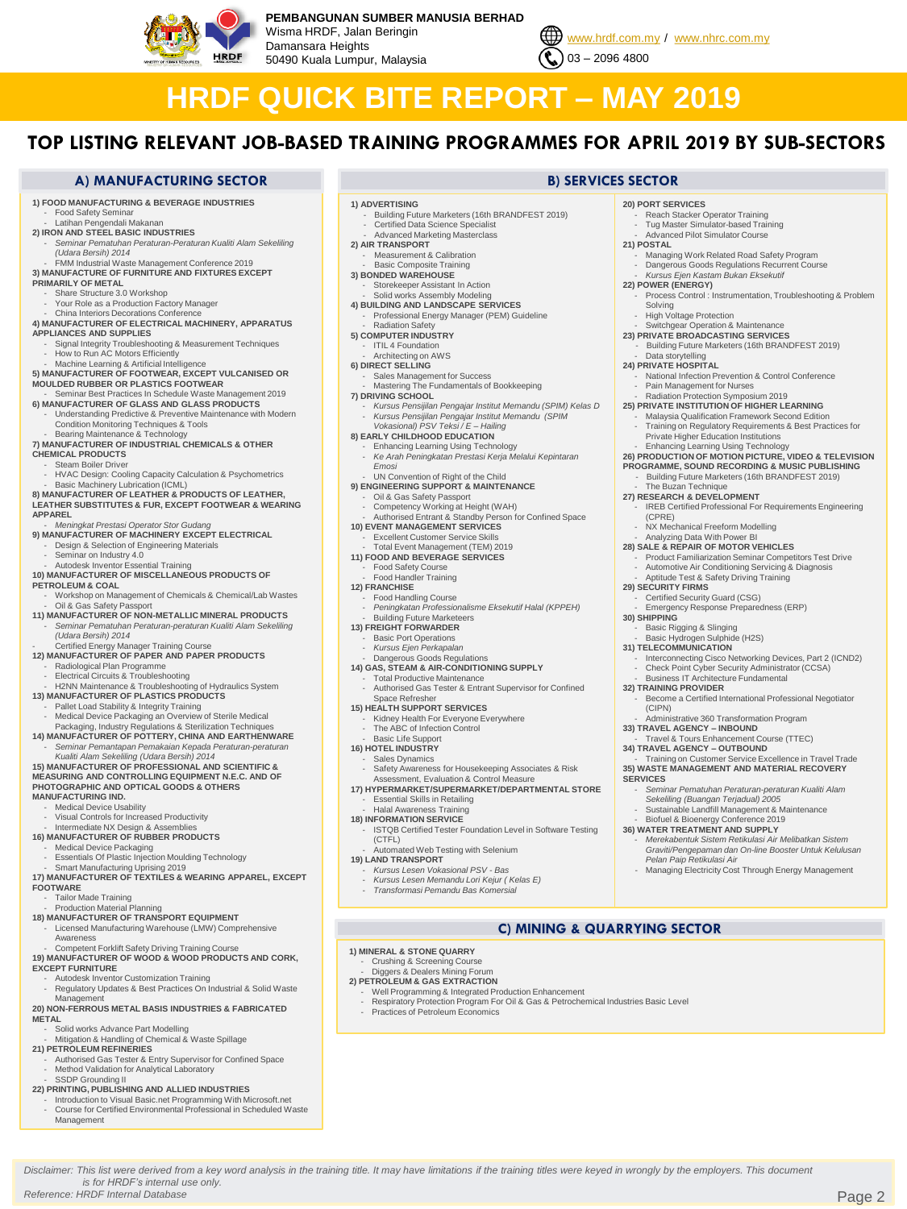**PEMBANGUNAN SUMBER MANUSIA BERHAD**
Wisma HRDF, Jalan Beringin
Damansara Heights
50490 Kuala Lumpur, Malaysia

www.hrdf.com.my / www.nhrc.com.my
03 – 2096 4800

# HRDF QUICK BITE REPORT – MAY 2019

## TOP LISTING RELEVANT JOB-BASED TRAINING PROGRAMMES FOR APRIL 2019 BY SUB-SECTORS

### A) MANUFACTURING SECTOR

**1) FOOD MANUFACTURING & BEVERAGE INDUSTRIES**
- Food Safety Seminar
- Latihan Pengendali Makanan

**2) IRON AND STEEL BASIC INDUSTRIES**
- *Seminar Pematuhan Peraturan-Peraturan Kualiti Alam Sekeliling (Udara Bersih) 2014*
- FMM Industrial Waste Management Conference 2019

**3) MANUFACTURE OF FURNITURE AND FIXTURES EXCEPT PRIMARILY OF METAL**
- Share Structure 3.0 Workshop
- Your Role as a Production Factory Manager
- China Interiors Decorations Conference

**4) MANUFACTURER OF ELECTRICAL MACHINERY, APPARATUS APPLIANCES AND SUPPLIES**
- Signal Integrity Troubleshooting & Measurement Techniques
- How to Run AC Motors Efficiently
- Machine Learning & Artificial Intelligence

**5) MANUFACTURER OF FOOTWEAR, EXCEPT VULCANISED OR MOULDED RUBBER OR PLASTICS FOOTWEAR**
- Seminar Best Practices In Schedule Waste Management 2019

**6) MANUFACTURER OF GLASS AND GLASS PRODUCTS**
- Understanding Predictive & Preventive Maintenance with Modern Condition Monitoring Techniques & Tools
- Bearing Maintenance & Technology

**7) MANUFACTURER OF INDUSTRIAL CHEMICALS & OTHER CHEMICAL PRODUCTS**
- Steam Boiler Driver
- HVAC Design: Cooling Capacity Calculation & Psychometrics
- Basic Machinery Lubrication (ICML)

**8) MANUFACTURER OF LEATHER & PRODUCTS OF LEATHER, LEATHER SUBSTITUTES & FUR, EXCEPT FOOTWEAR & WEARING APPAREL**
- *Meningkat Prestasi Operator Stor Gudang*

**9) MANUFACTURER OF MACHINERY EXCEPT ELECTRICAL**
- Design & Selection of Engineering Materials
- Seminar on Industry 4.0
- Autodesk Inventor Essential Training

**10) MANUFACTURER OF MISCELLANEOUS PRODUCTS OF PETROLEUM & COAL**
- Workshop on Management of Chemicals & Chemical/Lab Wastes
- Oil & Gas Safety Passport

**11) MANUFACTURER OF NON-METALLIC MINERAL PRODUCTS**
- *Seminar Pematuhan Peraturan-peraturan Kualiti Alam Sekeliling (Udara Bersih) 2014*
- Certified Energy Manager Training Course

**12) MANUFACTURER OF PAPER AND PAPER PRODUCTS**
- Radiological Plan Programme
- Electrical Circuits & Troubleshooting
- H2NN Maintenance & Troubleshooting of Hydraulics System

**13) MANUFACTURER OF PLASTICS PRODUCTS**
- Pallet Load Stability & Integrity Training
- Medical Device Packaging an Overview of Sterile Medical Packaging, Industry Regulations & Sterilization Techniques

**14) MANUFACTURER OF POTTERY, CHINA AND EARTHENWARE**
- *Seminar Pemantapan Pemakaian Kepada Peraturan-peraturan Kualiti Alam Sekeliling (Udara Bersih) 2014*

**15) MANUFACTURER OF PROFESSIONAL AND SCIENTIFIC & MEASURING AND CONTROLLING EQUIPMENT N.E.C. AND OF PHOTOGRAPHIC AND OPTICAL GOODS & OTHERS MANUFACTURING IND.**
- Medical Device Usability
- Visual Controls for Increased Productivity
- Intermediate NX Design & Assemblies

**16) MANUFACTURER OF RUBBER PRODUCTS**
- Medical Device Packaging
- Essentials Of Plastic Injection Moulding Technology
- Smart Manufacturing Uprising 2019

**17) MANUFACTURER OF TEXTILES & WEARING APPAREL, EXCEPT FOOTWEAR**
- Tailor Made Training
- Production Material Planning

**18) MANUFACTURER OF TRANSPORT EQUIPMENT**
- Licensed Manufacturing Warehouse (LMW) Comprehensive Awareness
- Competent Forklift Safety Driving Training Course

**19) MANUFACTURER OF WOOD & WOOD PRODUCTS AND CORK, EXCEPT FURNITURE**
- Autodesk Inventor Customization Training
- Regulatory Updates & Best Practices On Industrial & Solid Waste Management

**20) NON-FERROUS METAL BASIS INDUSTRIES & FABRICATED METAL**
- Solid works Advance Part Modelling
- Mitigation & Handling of Chemical & Waste Spillage

**21) PETROLEUM REFINERIES**
- Authorised Gas Tester & Entry Supervisor for Confined Space
- Method Validation for Analytical Laboratory
- SSDP Grounding II

**22) PRINTING, PUBLISHING AND ALLIED INDUSTRIES**
- Introduction to Visual Basic.net Programming With Microsoft.net
- Course for Certified Environmental Professional in Scheduled Waste Management

### B) SERVICES SECTOR

**1) ADVERTISING**
- Building Future Marketers (16th BRANDFEST 2019)
- Certified Data Science Specialist
- Advanced Marketing Masterclass

**2) AIR TRANSPORT**
- Measurement & Calibration
- Basic Composite Training

**3) BONDED WAREHOUSE**
- Storekeeper Assistant In Action
- Solid works Assembly Modeling

**4) BUILDING AND LANDSCAPE SERVICES**
- Professional Energy Manager (PEM) Guideline
- Radiation Safety

**5) COMPUTER INDUSTRY**
- ITIL 4 Foundation
- Architecting on AWS

**6) DIRECT SELLING**
- Sales Management for Success
- Mastering The Fundamentals of Bookkeeping

**7) DRIVING SCHOOL**
- *Kursus Pensijilan Pengajar Institut Memandu (SPIM) Kelas D*
- *Kursus Pensijilan Pengajar Institut Memandu (SPIM Vokasional) PSV Teksi / E – Hailing*

**8) EARLY CHILDHOOD EDUCATION**
- Enhancing Learning Using Technology
- *Ke Arah Peningkatan Prestasi Kerja Melalui Kepintaran Emosi*
- UN Convention of Right of the Child

**9) ENGINEERING SUPPORT & MAINTENANCE**
- Oil & Gas Safety Passport
- Competency Working at Height (WAH)
- Authorised Entrant & Standby Person for Confined Space

**10) EVENT MANAGEMENT SERVICES**
- Excellent Customer Service Skills
- Total Event Management (TEM) 2019

**11) FOOD AND BEVERAGE SERVICES**
- Food Safety Course
- Food Handler Training

**12) FRANCHISE**
- Food Handling Course
- *Peningkatan Professionalisme Eksekutif Halal (KPPEH)*
- Building Future Marketeers

**13) FREIGHT FORWARDER**
- Basic Port Operations
- *Kursus Ejen Perkapalan*
- Dangerous Goods Regulations

**14) GAS, STEAM & AIR-CONDITIONING SUPPLY**
- Total Productive Maintenance
- Authorised Gas Tester & Entrant Supervisor for Confined Space Refresher

**15) HEALTH SUPPORT SERVICES**
- Kidney Health For Everyone Everywhere
- The ABC of Infection Control
- Basic Life Support

**16) HOTEL INDUSTRY**
- Sales Dynamics
- Safety Awareness for Housekeeping Associates & Risk Assessment, Evaluation & Control Measure

**17) HYPERMARKET/SUPERMARKET/DEPARTMENTAL STORE**
- Essential Skills in Retailing
- Halal Awareness Training

**18) INFORMATION SERVICE**
- ISTQB Certified Tester Foundation Level in Software Testing (CTFL)
- Automated Web Testing with Selenium

**19) LAND TRANSPORT**
- *Kursus Lesen Vokasional PSV - Bas*
- *Kursus Lesen Memandu Lori Kejur ( Kelas E)*
- *Transformasi Pemandu Bas Komersial*

**20) PORT SERVICES**
- Reach Stacker Operator Training
- Tug Master Simulator-based Training
- Advanced Pilot Simulator Course

**21) POSTAL**
- Managing Work Related Road Safety Program
- Dangerous Goods Regulations Recurrent Course
- *Kursus Ejen Kastam Bukan Eksekutif*

**22) POWER (ENERGY)**
- Process Control : Instrumentation, Troubleshooting & Problem Solving
- High Voltage Protection
- Switchgear Operation & Maintenance

**23) PRIVATE BROADCASTING SERVICES**
- Building Future Marketers (16th BRANDFEST 2019)
- Data storytelling

**24) PRIVATE HOSPITAL**
- National Infection Prevention & Control Conference
- Pain Management for Nurses
- Radiation Protection Symposium 2019

**25) PRIVATE INSTITUTION OF HIGHER LEARNING**
- Malaysia Qualification Framework Second Edition
- Training on Regulatory Requirements & Best Practices for Private Higher Education Institutions
- Enhancing Learning Using Technology

**26) PRODUCTION OF MOTION PICTURE, VIDEO & TELEVISION PROGRAMME, SOUND RECORDING & MUSIC PUBLISHING**
- Building Future Marketers (16th BRANDFEST 2019)
- The Buzan Technique

**27) RESEARCH & DEVELOPMENT**
- IREB Certified Professional For Requirements Engineering (CPRE)
- NX Mechanical Freeform Modelling
- Analyzing Data With Power BI

**28) SALE & REPAIR OF MOTOR VEHICLES**
- Product Familiarization Seminar Competitors Test Drive
- Automotive Air Conditioning Servicing & Diagnosis
- Aptitude Test & Safety Driving Training

**29) SECURITY FIRMS**
- Certified Security Guard (CSG)
- Emergency Response Preparedness (ERP)

**30) SHIPPING**
- Basic Rigging & Slinging
- Basic Hydrogen Sulphide (H2S)

**31) TELECOMMUNICATION**
- Interconnecting Cisco Networking Devices, Part 2 (ICND2)
- Check Point Cyber Security Administrator (CCSA)
- Business IT Architecture Fundamental

**32) TRAINING PROVIDER**
- Become a Certified International Professional Negotiator (CIPN)
- Administrative 360 Transformation Program

**33) TRAVEL AGENCY – INBOUND**
- Travel & Tours Enhancement Course (TTEC)

**34) TRAVEL AGENCY – OUTBOUND**
- Training on Customer Service Excellence in Travel Trade

**35) WASTE MANAGEMENT AND MATERIAL RECOVERY SERVICES**
- *Seminar Pematuhan Peraturan-peraturan Kualiti Alam Sekeliling (Buangan Terjadual) 2005*
- Sustainable Landfill Management & Maintenance
- Biofuel & Bioenergy Conference 2019

**36) WATER TREATMENT AND SUPPLY**
- *Merekabentuk Sistem Retikulasi Air Melibatkan Sistem Graviti/Pengepaman dan On-line Booster Untuk Kelulusan Pelan Paip Retikulasi Air*
- Managing Electricity Cost Through Energy Management

### C) MINING & QUARRYING SECTOR

**1) MINERAL & STONE QUARRY**
- Crushing & Screening Course
- Diggers & Dealers Mining Forum

**2) PETROLEUM & GAS EXTRACTION**
- Well Programming & Integrated Production Enhancement
- Respiratory Protection Program For Oil & Gas & Petrochemical Industries Basic Level
- Practices of Petroleum Economics

*Disclaimer: This list were derived from a key word analysis in the training title. It may have limitations if the training titles were keyed in wrongly by the employers. This document is for HRDF's internal use only.*
*Reference: HRDF Internal Database*